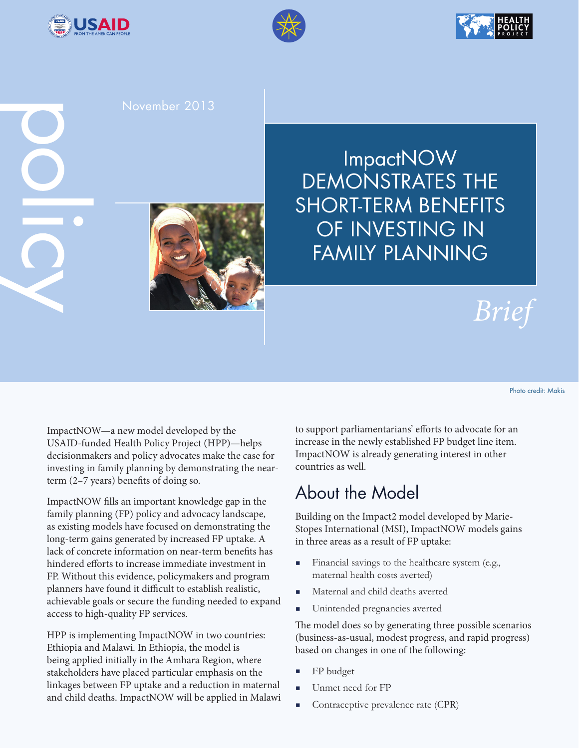policy

November 2013

# ImpactNOW DEMONSTRATES THE SHORT-TERM BENEFITS OF INVESTING IN FAMILY PLANNING

*Brief*

Photo credit: Makis

ImpactNOW—a new model developed by the USAID-funded Health Policy Project (HPP)—helps decisionmakers and policy advocates make the case for investing in family planning by demonstrating the near-term (2–7 years) benefits of doing so.

ImpactNOW fills an important knowledge gap in the family planning (FP) policy and advocacy landscape, as existing models have focused on demonstrating the long-term gains generated by increased FP uptake. A lack of concrete information on near-term benefits has hindered efforts to increase immediate investment in FP. Without this evidence, policymakers and program planners have found it difficult to establish realistic, achievable goals or secure the funding needed to expand access to high-quality FP services.

HPP is implementing ImpactNOW in two countries: Ethiopia and Malawi. In Ethiopia, the model is being applied initially in the Amhara Region, where stakeholders have placed particular emphasis on the linkages between FP uptake and a reduction in maternal and child deaths. ImpactNOW will be applied in Malawi to support parliamentarians' efforts to advocate for an increase in the newly established FP budget line item. ImpactNOW is already generating interest in other countries as well.

## About the Model

Building on the Impact2 model developed by Marie-Stopes International (MSI), ImpactNOW models gains in three areas as a result of FP uptake:

- Financial savings to the healthcare system (e.g., maternal health costs averted)
- Maternal and child deaths averted
- Unintended pregnancies averted

The model does so by generating three possible scenarios (business-as-usual, modest progress, and rapid progress) based on changes in one of the following:

- FP budget
- Unmet need for FP
- Contraceptive prevalence rate (CPR)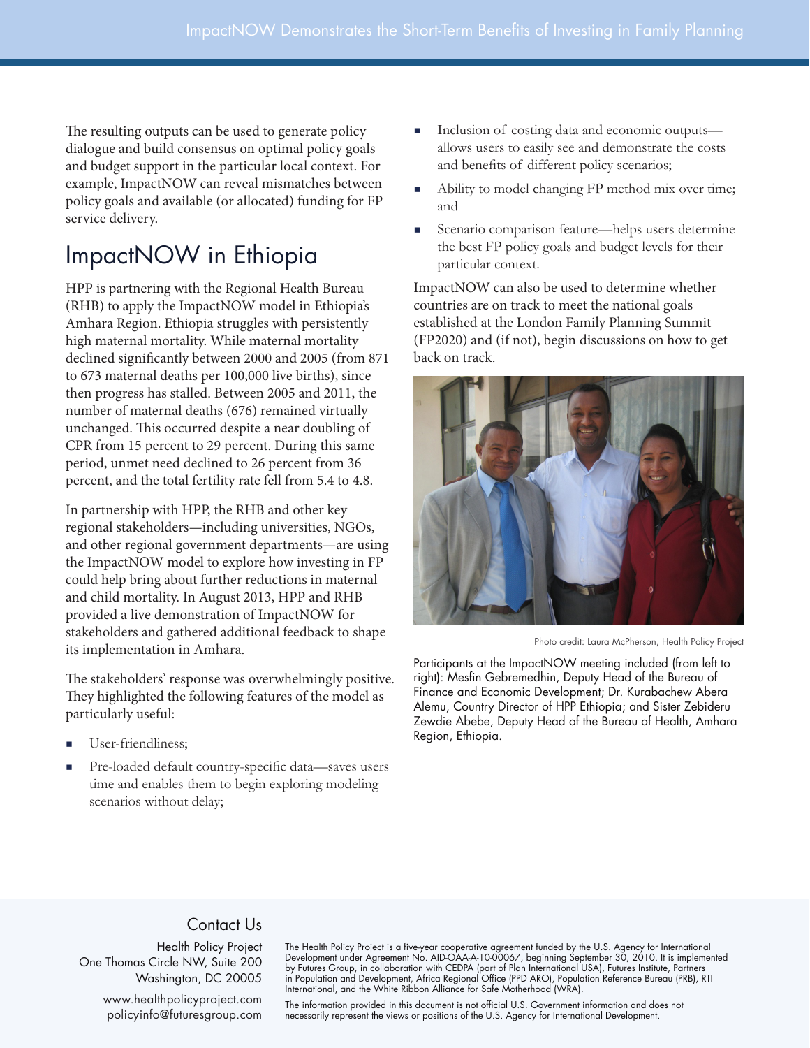The resulting outputs can be used to generate policy dialogue and build consensus on optimal policy goals and budget support in the particular local context. For example, ImpactNOW can reveal mismatches between policy goals and available (or allocated) funding for FP service delivery.

## ImpactNOW in Ethiopia

HPP is partnering with the Regional Health Bureau (RHB) to apply the ImpactNOW model in Ethiopia's Amhara Region. Ethiopia struggles with persistently high maternal mortality. While maternal mortality declined significantly between 2000 and 2005 (from 871 to 673 maternal deaths per 100,000 live births), since then progress has stalled. Between 2005 and 2011, the number of maternal deaths (676) remained virtually unchanged. This occurred despite a near doubling of CPR from 15 percent to 29 percent. During this same period, unmet need declined to 26 percent from 36 percent, and the total fertility rate fell from 5.4 to 4.8.

In partnership with HPP, the RHB and other key regional stakeholders—including universities, NGOs, and other regional government departments—are using the ImpactNOW model to explore how investing in FP could help bring about further reductions in maternal and child mortality. In August 2013, HPP and RHB provided a live demonstration of ImpactNOW for stakeholders and gathered additional feedback to shape its implementation in Amhara.

The stakeholders' response was overwhelmingly positive. They highlighted the following features of the model as particularly useful:

- User-friendliness;
- Pre-loaded default country-specific data—saves users time and enables them to begin exploring modeling scenarios without delay;
- Inclusion of costing data and economic outputs—allows users to easily see and demonstrate the costs and benefits of different policy scenarios;
- Ability to model changing FP method mix over time; and
- Scenario comparison feature—helps users determine the best FP policy goals and budget levels for their particular context.

ImpactNOW can also be used to determine whether countries are on track to meet the national goals established at the London Family Planning Summit (FP2020) and (if not), begin discussions on how to get back on track.

Photo credit: Laura McPherson, Health Policy Project

Participants at the ImpactNOW meeting included (from left to right): Mesfin Gebremedhin, Deputy Head of the Bureau of Finance and Economic Development; Dr. Kurabachew Abera Alemu, Country Director of HPP Ethiopia; and Sister Zebideru Zewdie Abebe, Deputy Head of the Bureau of Health, Amhara Region, Ethiopia.

### Contact Us

Health Policy Project
One Thomas Circle NW, Suite 200
Washington, DC 20005

www.healthpolicyproject.com
policyinfo@futuresgroup.com

The Health Policy Project is a five-year cooperative agreement funded by the U.S. Agency for International Development under Agreement No. AID-OAA-A-10-00067, beginning September 30, 2010. It is implemented by Futures Group, in collaboration with CEDPA (part of Plan International USA), Futures Institute, Partners in Population and Development, Africa Regional Office (PPD ARO), Population Reference Bureau (PRB), RTI International, and the White Ribbon Alliance for Safe Motherhood (WRA).

The information provided in this document is not official U.S. Government information and does not necessarily represent the views or positions of the U.S. Agency for International Development.